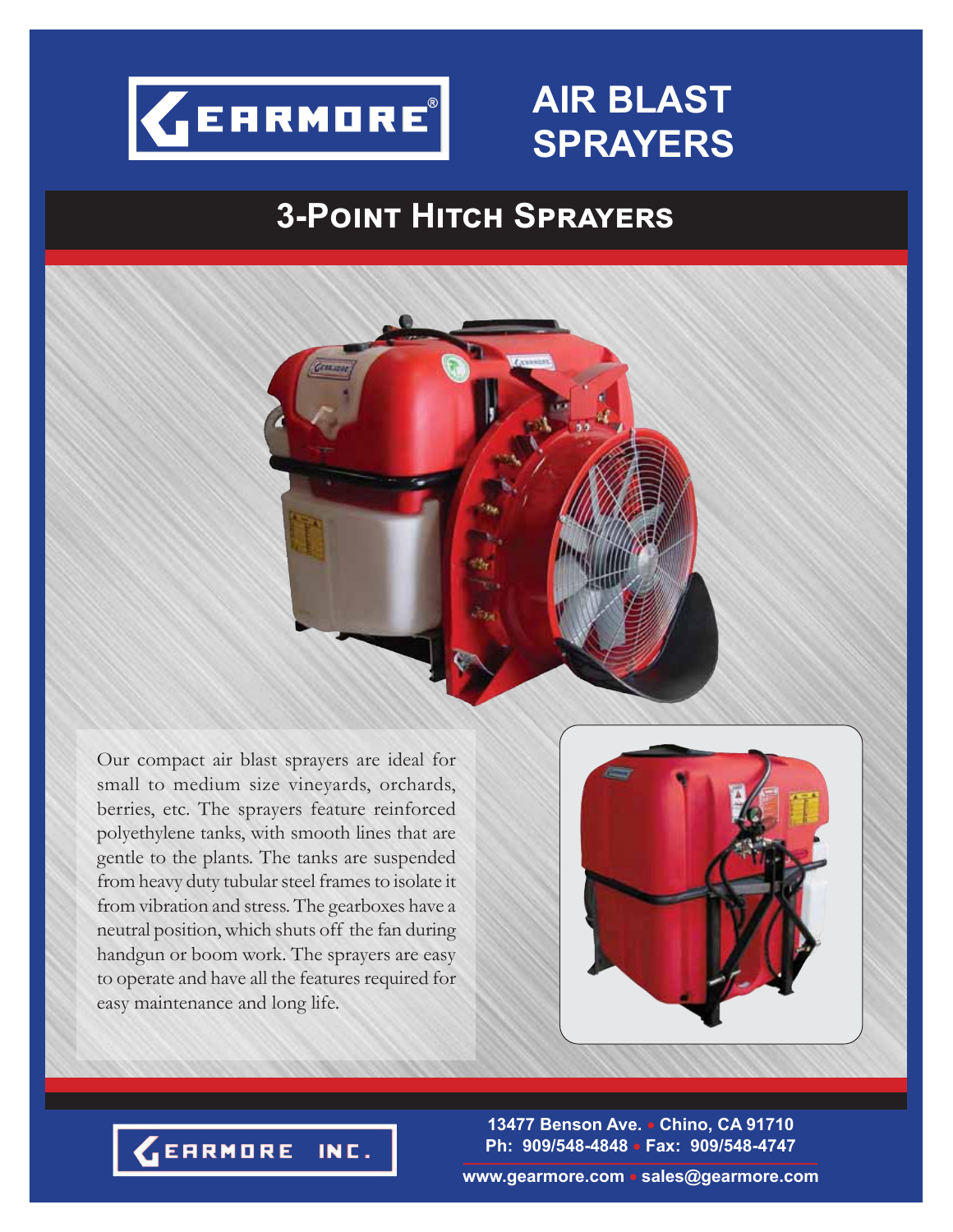GEARMORE®

# AIR BLAST SPRAYERS

## 3-Point Hitch Sprayers

Our compact air blast sprayers are ideal for small to medium size vineyards, orchards, berries, etc. The sprayers feature reinforced polyethylene tanks, with smooth lines that are gentle to the plants. The tanks are suspended from heavy duty tubular steel frames to isolate it from vibration and stress. The gearboxes have a neutral position, which shuts off the fan during handgun or boom work. The sprayers are easy to operate and have all the features required for easy maintenance and long life.

GEARMORE INC.

13477 Benson Ave. • Chino, CA 91710
Ph: 909/548-4848 • Fax: 909/548-4747

www.gearmore.com • sales@gearmore.com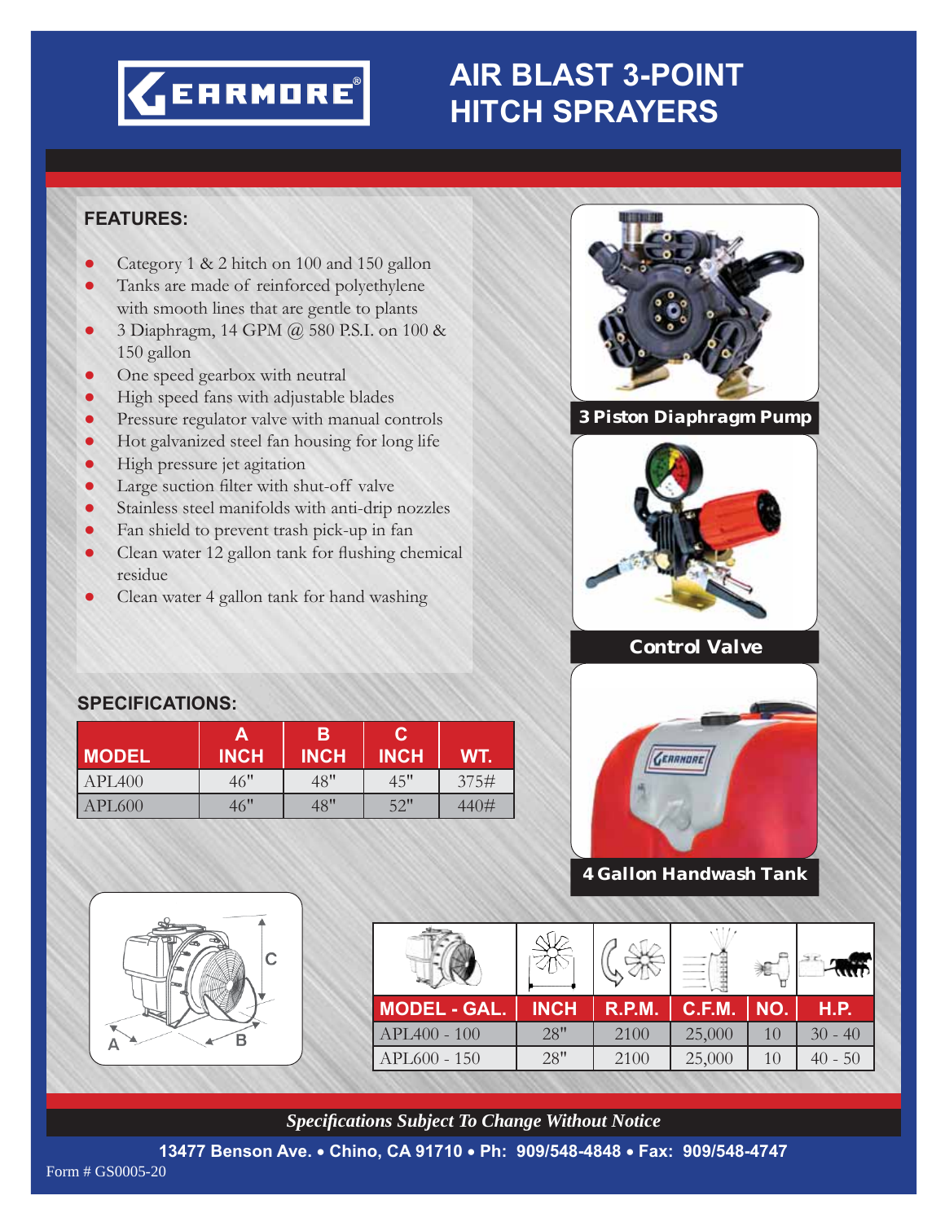# AIR BLAST 3-POINT HITCH SPRAYERS

## FEATURES:

- Category 1 & 2 hitch on 100 and 150 gallon
- Tanks are made of reinforced polyethylene with smooth lines that are gentle to plants
- 3 Diaphragm, 14 GPM @ 580 P.S.I. on 100 & 150 gallon
- One speed gearbox with neutral
- High speed fans with adjustable blades
- Pressure regulator valve with manual controls
- Hot galvanized steel fan housing for long life
- High pressure jet agitation
- Large suction filter with shut-off valve
- Stainless steel manifolds with anti-drip nozzles
- Fan shield to prevent trash pick-up in fan
- Clean water 12 gallon tank for flushing chemical residue
- Clean water 4 gallon tank for hand washing

3 Piston Diaphragm Pump

Control Valve

4 Gallon Handwash Tank

## SPECIFICATIONS:

| MODEL | A INCH | B INCH | C INCH | WT. |
|---|---|---|---|---|
| APL400 | 46" | 48" | 45" | 375# |
| APL600 | 46" | 48" | 52" | 440# |

| MODEL - GAL. | INCH | R.P.M. | C.F.M. | NO. | H.P. |
|---|---|---|---|---|---|
| APL400 - 100 | 28" | 2100 | 25,000 | 10 | 30 - 40 |
| APL600 - 150 | 28" | 2100 | 25,000 | 10 | 40 - 50 |

*Specifications Subject To Change Without Notice*

**13477 Benson Ave. • Chino, CA 91710 • Ph: 909/548-4848 • Fax: 909/548-4747**

Form # GS0005-20